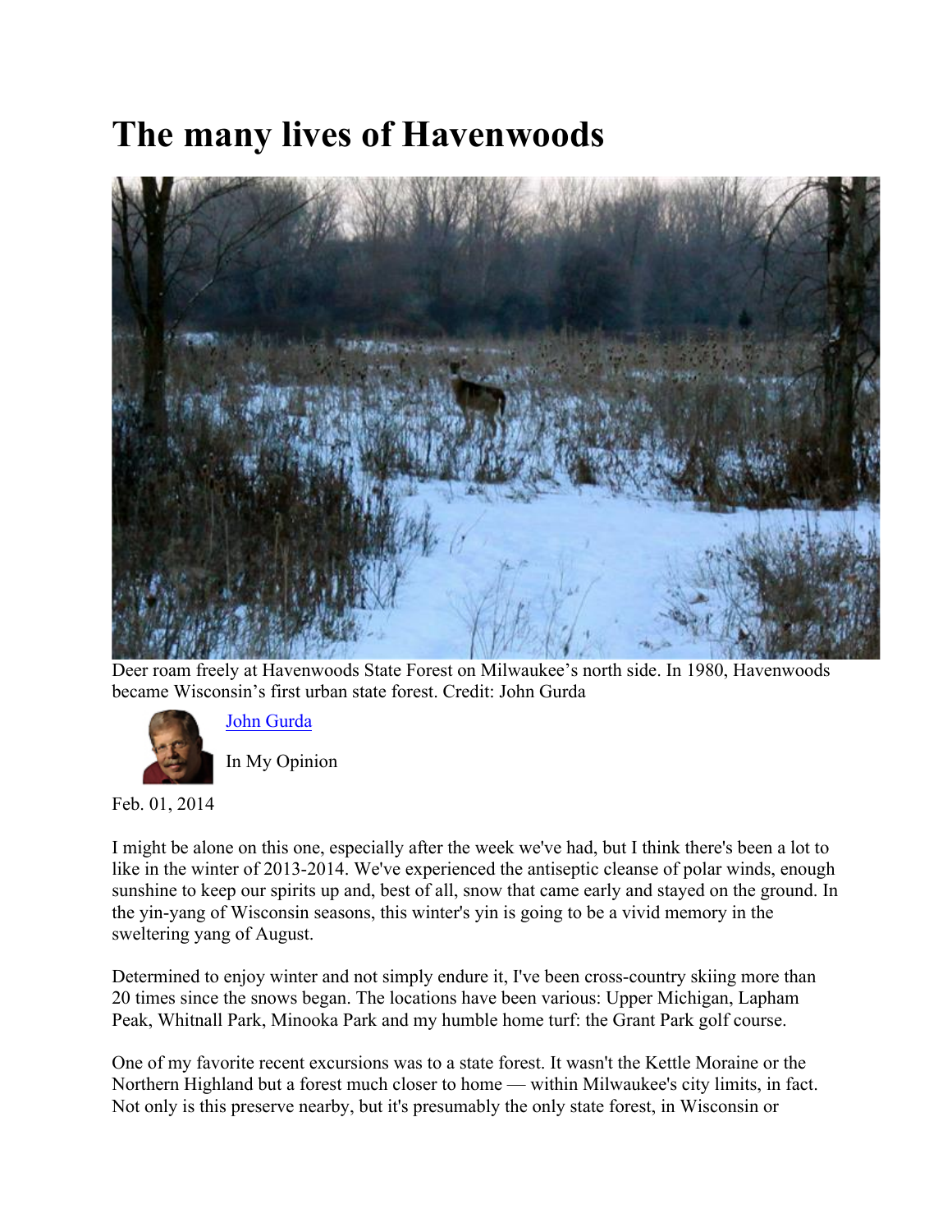# The many lives of Havenwoods

Deer roam freely at Havenwoods State Forest on Milwaukee's north side. In 1980, Havenwoods became Wisconsin's first urban state forest. Credit: John Gurda

John Gurda

In My Opinion

Feb. 01, 2014

I might be alone on this one, especially after the week we've had, but I think there's been a lot to like in the winter of 2013-2014. We've experienced the antiseptic cleanse of polar winds, enough sunshine to keep our spirits up and, best of all, snow that came early and stayed on the ground. In the yin-yang of Wisconsin seasons, this winter's yin is going to be a vivid memory in the sweltering yang of August.

Determined to enjoy winter and not simply endure it, I've been cross-country skiing more than 20 times since the snows began. The locations have been various: Upper Michigan, Lapham Peak, Whitnall Park, Minooka Park and my humble home turf: the Grant Park golf course.

One of my favorite recent excursions was to a state forest. It wasn't the Kettle Moraine or the Northern Highland but a forest much closer to home — within Milwaukee's city limits, in fact. Not only is this preserve nearby, but it's presumably the only state forest, in Wisconsin or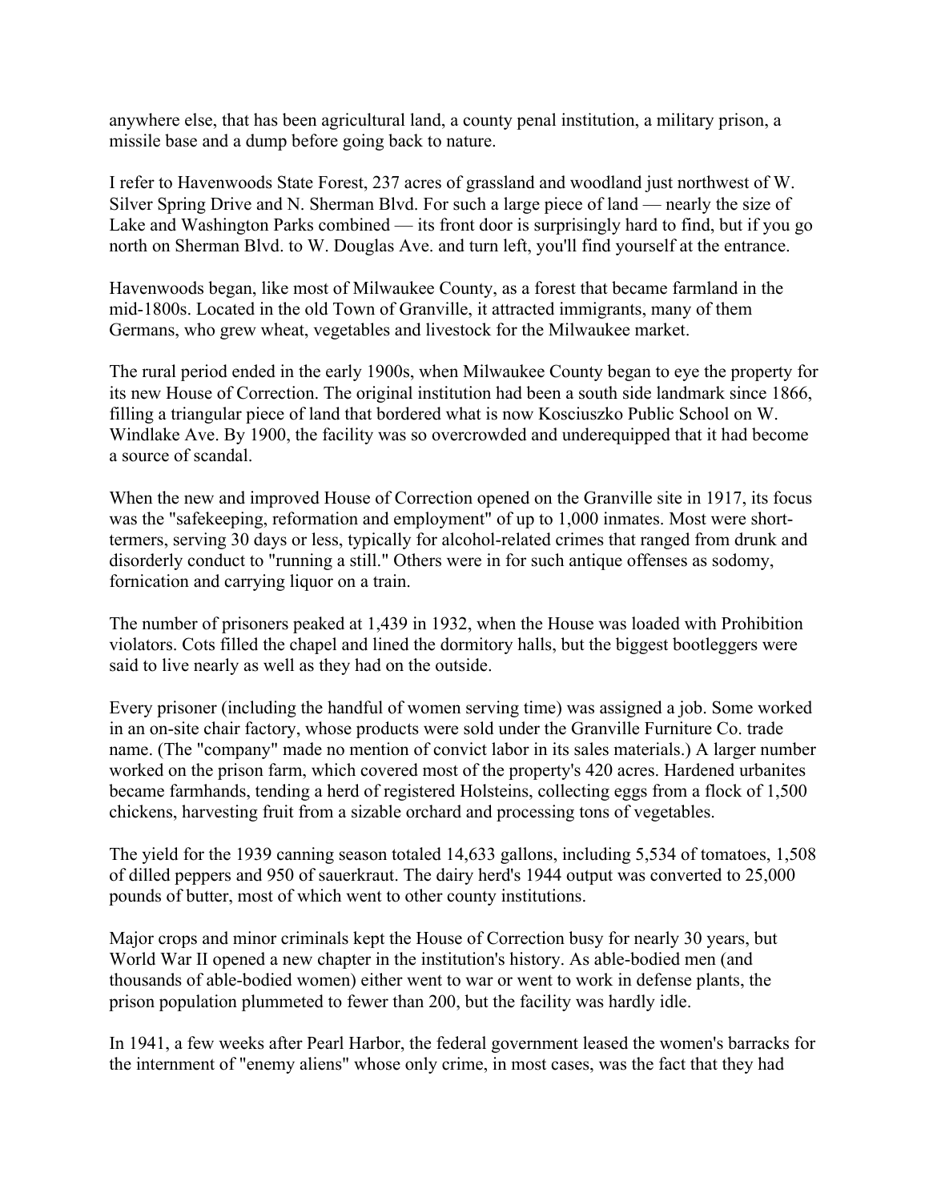anywhere else, that has been agricultural land, a county penal institution, a military prison, a missile base and a dump before going back to nature.

I refer to Havenwoods State Forest, 237 acres of grassland and woodland just northwest of W. Silver Spring Drive and N. Sherman Blvd. For such a large piece of land — nearly the size of Lake and Washington Parks combined — its front door is surprisingly hard to find, but if you go north on Sherman Blvd. to W. Douglas Ave. and turn left, you'll find yourself at the entrance.

Havenwoods began, like most of Milwaukee County, as a forest that became farmland in the mid-1800s. Located in the old Town of Granville, it attracted immigrants, many of them Germans, who grew wheat, vegetables and livestock for the Milwaukee market.

The rural period ended in the early 1900s, when Milwaukee County began to eye the property for its new House of Correction. The original institution had been a south side landmark since 1866, filling a triangular piece of land that bordered what is now Kosciuszko Public School on W. Windlake Ave. By 1900, the facility was so overcrowded and underequipped that it had become a source of scandal.

When the new and improved House of Correction opened on the Granville site in 1917, its focus was the "safekeeping, reformation and employment" of up to 1,000 inmates. Most were short-termers, serving 30 days or less, typically for alcohol-related crimes that ranged from drunk and disorderly conduct to "running a still." Others were in for such antique offenses as sodomy, fornication and carrying liquor on a train.

The number of prisoners peaked at 1,439 in 1932, when the House was loaded with Prohibition violators. Cots filled the chapel and lined the dormitory halls, but the biggest bootleggers were said to live nearly as well as they had on the outside.

Every prisoner (including the handful of women serving time) was assigned a job. Some worked in an on-site chair factory, whose products were sold under the Granville Furniture Co. trade name. (The "company" made no mention of convict labor in its sales materials.) A larger number worked on the prison farm, which covered most of the property's 420 acres. Hardened urbanites became farmhands, tending a herd of registered Holsteins, collecting eggs from a flock of 1,500 chickens, harvesting fruit from a sizable orchard and processing tons of vegetables.

The yield for the 1939 canning season totaled 14,633 gallons, including 5,534 of tomatoes, 1,508 of dilled peppers and 950 of sauerkraut. The dairy herd's 1944 output was converted to 25,000 pounds of butter, most of which went to other county institutions.

Major crops and minor criminals kept the House of Correction busy for nearly 30 years, but World War II opened a new chapter in the institution's history. As able-bodied men (and thousands of able-bodied women) either went to war or went to work in defense plants, the prison population plummeted to fewer than 200, but the facility was hardly idle.

In 1941, a few weeks after Pearl Harbor, the federal government leased the women's barracks for the internment of "enemy aliens" whose only crime, in most cases, was the fact that they had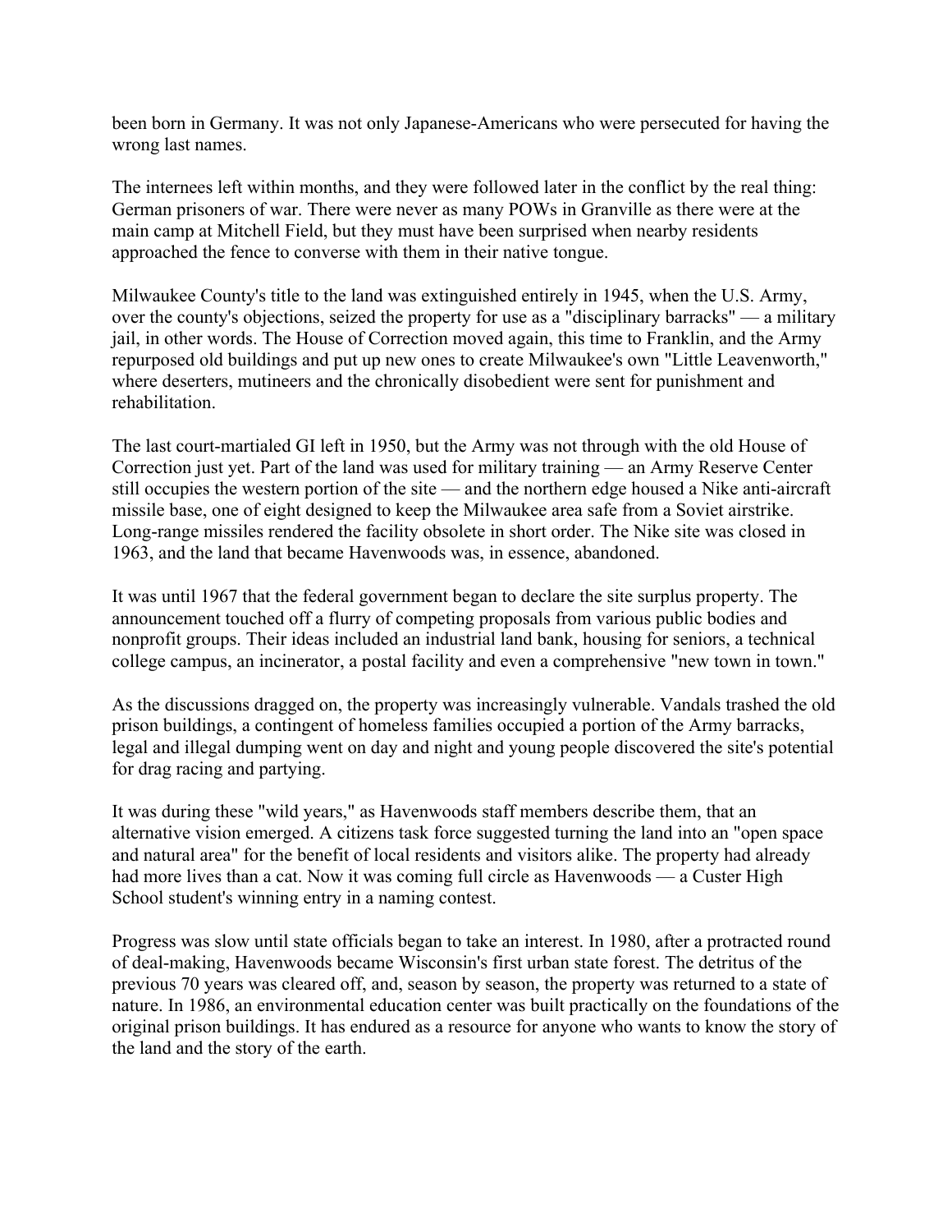been born in Germany. It was not only Japanese-Americans who were persecuted for having the wrong last names.

The internees left within months, and they were followed later in the conflict by the real thing: German prisoners of war. There were never as many POWs in Granville as there were at the main camp at Mitchell Field, but they must have been surprised when nearby residents approached the fence to converse with them in their native tongue.

Milwaukee County's title to the land was extinguished entirely in 1945, when the U.S. Army, over the county's objections, seized the property for use as a "disciplinary barracks" — a military jail, in other words. The House of Correction moved again, this time to Franklin, and the Army repurposed old buildings and put up new ones to create Milwaukee's own "Little Leavenworth," where deserters, mutineers and the chronically disobedient were sent for punishment and rehabilitation.

The last court-martialed GI left in 1950, but the Army was not through with the old House of Correction just yet. Part of the land was used for military training — an Army Reserve Center still occupies the western portion of the site — and the northern edge housed a Nike anti-aircraft missile base, one of eight designed to keep the Milwaukee area safe from a Soviet airstrike. Long-range missiles rendered the facility obsolete in short order. The Nike site was closed in 1963, and the land that became Havenwoods was, in essence, abandoned.

It was until 1967 that the federal government began to declare the site surplus property. The announcement touched off a flurry of competing proposals from various public bodies and nonprofit groups. Their ideas included an industrial land bank, housing for seniors, a technical college campus, an incinerator, a postal facility and even a comprehensive "new town in town."

As the discussions dragged on, the property was increasingly vulnerable. Vandals trashed the old prison buildings, a contingent of homeless families occupied a portion of the Army barracks, legal and illegal dumping went on day and night and young people discovered the site's potential for drag racing and partying.

It was during these "wild years," as Havenwoods staff members describe them, that an alternative vision emerged. A citizens task force suggested turning the land into an "open space and natural area" for the benefit of local residents and visitors alike. The property had already had more lives than a cat. Now it was coming full circle as Havenwoods — a Custer High School student's winning entry in a naming contest.

Progress was slow until state officials began to take an interest. In 1980, after a protracted round of deal-making, Havenwoods became Wisconsin's first urban state forest. The detritus of the previous 70 years was cleared off, and, season by season, the property was returned to a state of nature. In 1986, an environmental education center was built practically on the foundations of the original prison buildings. It has endured as a resource for anyone who wants to know the story of the land and the story of the earth.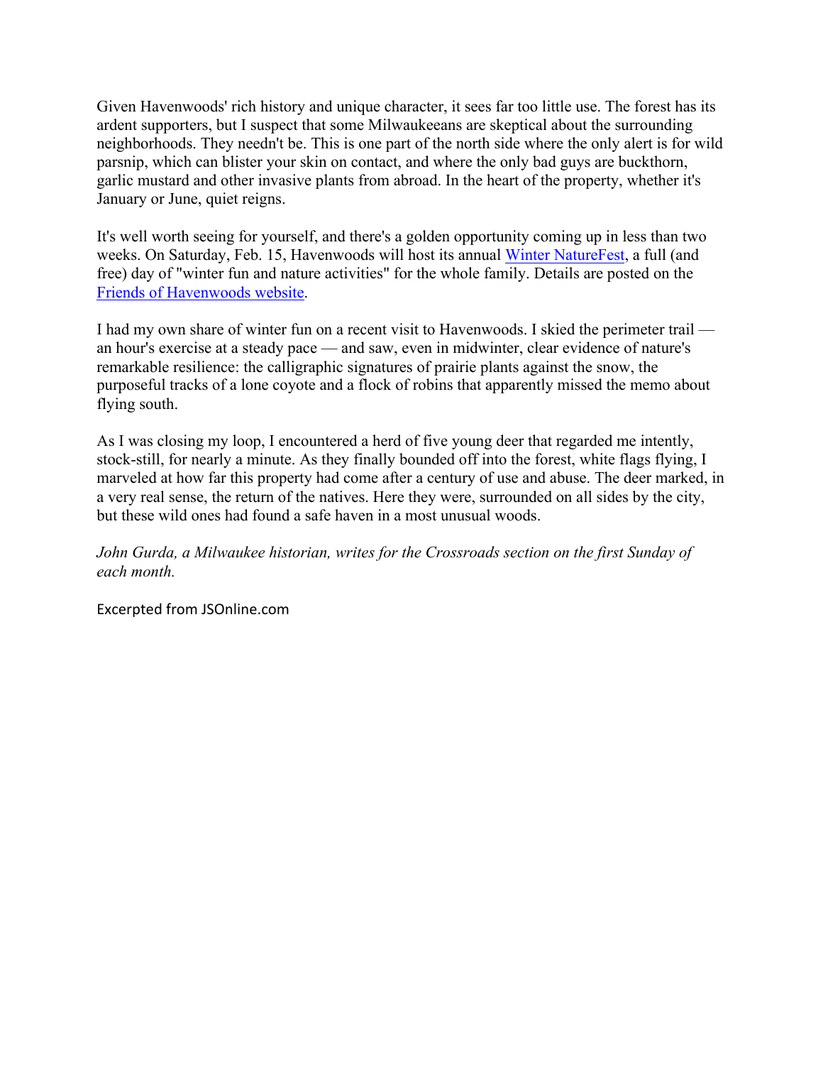Given Havenwoods' rich history and unique character, it sees far too little use. The forest has its ardent supporters, but I suspect that some Milwaukeeans are skeptical about the surrounding neighborhoods. They needn't be. This is one part of the north side where the only alert is for wild parsnip, which can blister your skin on contact, and where the only bad guys are buckthorn, garlic mustard and other invasive plants from abroad. In the heart of the property, whether it's January or June, quiet reigns.

It's well worth seeing for yourself, and there's a golden opportunity coming up in less than two weeks. On Saturday, Feb. 15, Havenwoods will host its annual Winter NatureFest, a full (and free) day of "winter fun and nature activities" for the whole family. Details are posted on the Friends of Havenwoods website.

I had my own share of winter fun on a recent visit to Havenwoods. I skied the perimeter trail — an hour's exercise at a steady pace — and saw, even in midwinter, clear evidence of nature's remarkable resilience: the calligraphic signatures of prairie plants against the snow, the purposeful tracks of a lone coyote and a flock of robins that apparently missed the memo about flying south.

As I was closing my loop, I encountered a herd of five young deer that regarded me intently, stock-still, for nearly a minute. As they finally bounded off into the forest, white flags flying, I marveled at how far this property had come after a century of use and abuse. The deer marked, in a very real sense, the return of the natives. Here they were, surrounded on all sides by the city, but these wild ones had found a safe haven in a most unusual woods.

*John Gurda, a Milwaukee historian, writes for the Crossroads section on the first Sunday of each month.*

Excerpted from JSOnline.com